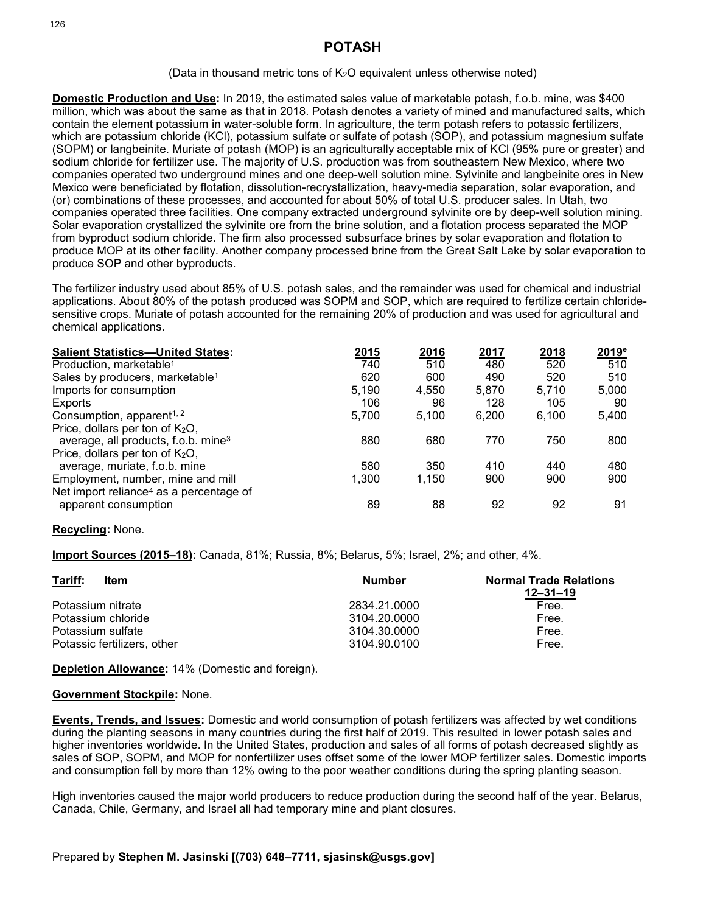# POTASH

(Data in thousand metric tons of $K_2O$ equivalent unless otherwise noted)

**Domestic Production and Use:** In 2019, the estimated sales value of marketable potash, f.o.b. mine, was $400 million, which was about the same as that in 2018. Potash denotes a variety of mined and manufactured salts, which contain the element potassium in water-soluble form. In agriculture, the term potash refers to potassic fertilizers, which are potassium chloride (KCl), potassium sulfate or sulfate of potash (SOP), and potassium magnesium sulfate (SOPM) or langbeinite. Muriate of potash (MOP) is an agriculturally acceptable mix of KCl (95% pure or greater) and sodium chloride for fertilizer use. The majority of U.S. production was from southeastern New Mexico, where two companies operated two underground mines and one deep-well solution mine. Sylvinite and langbeinite ores in New Mexico were beneficiated by flotation, dissolution-recrystallization, heavy-media separation, solar evaporation, and (or) combinations of these processes, and accounted for about 50% of total U.S. producer sales. In Utah, two companies operated three facilities. One company extracted underground sylvinite ore by deep-well solution mining. Solar evaporation crystallized the sylvinite ore from the brine solution, and a flotation process separated the MOP from byproduct sodium chloride. The firm also processed subsurface brines by solar evaporation and flotation to produce MOP at its other facility. Another company processed brine from the Great Salt Lake by solar evaporation to produce SOP and other byproducts.

The fertilizer industry used about 85% of U.S. potash sales, and the remainder was used for chemical and industrial applications. About 80% of the potash produced was SOPM and SOP, which are required to fertilize certain chloride-sensitive crops. Muriate of potash accounted for the remaining 20% of production and was used for agricultural and chemical applications.

| **Salient Statistics—United States:** | 2015 | 2016 | 2017 | 2018 | 2019[e] |
|---|---|---|---|---|---|
| Production, marketable[1] | 740 | 510 | 480 | 520 | 510 |
| Sales by producers, marketable[1] | 620 | 600 | 490 | 520 | 510 |
| Imports for consumption | 5,190 | 4,550 | 5,870 | 5,710 | 5,000 |
| Exports | 106 | 96 | 128 | 105 | 90 |
| Consumption, apparent[1, 2] | 5,700 | 5,100 | 6,200 | 6,100 | 5,400 |
| Price, dollars per ton of $K_2O$, average, all products, f.o.b. mine[3] | 880 | 680 | 770 | 750 | 800 |
| Price, dollars per ton of $K_2O$, average, muriate, f.o.b. mine | 580 | 350 | 410 | 440 | 480 |
| Employment, number, mine and mill | 1,300 | 1,150 | 900 | 900 | 900 |
| Net import reliance[4] as a percentage of apparent consumption | 89 | 88 | 92 | 92 | 91 |

**Recycling:** None.

**Import Sources (2015–18):** Canada, 81%; Russia, 8%; Belarus, 5%; Israel, 2%; and other, 4%.

| **Tariff:** Item | Number | Normal Trade Relations 12–31–19 |
|---|---|---|
| Potassium nitrate | 2834.21.0000 | Free. |
| Potassium chloride | 3104.20.0000 | Free. |
| Potassium sulfate | 3104.30.0000 | Free. |
| Potassic fertilizers, other | 3104.90.0100 | Free. |

**Depletion Allowance:** 14% (Domestic and foreign).

**Government Stockpile:** None.

**Events, Trends, and Issues:** Domestic and world consumption of potash fertilizers was affected by wet conditions during the planting seasons in many countries during the first half of 2019. This resulted in lower potash sales and higher inventories worldwide. In the United States, production and sales of all forms of potash decreased slightly as sales of SOP, SOPM, and MOP for nonfertilizer uses offset some of the lower MOP fertilizer sales. Domestic imports and consumption fell by more than 12% owing to the poor weather conditions during the spring planting season.

High inventories caused the major world producers to reduce production during the second half of the year. Belarus, Canada, Chile, Germany, and Israel all had temporary mine and plant closures.

Prepared by **Stephen M. Jasinski [(703) 648–7711, sjasinsk@usgs.gov]**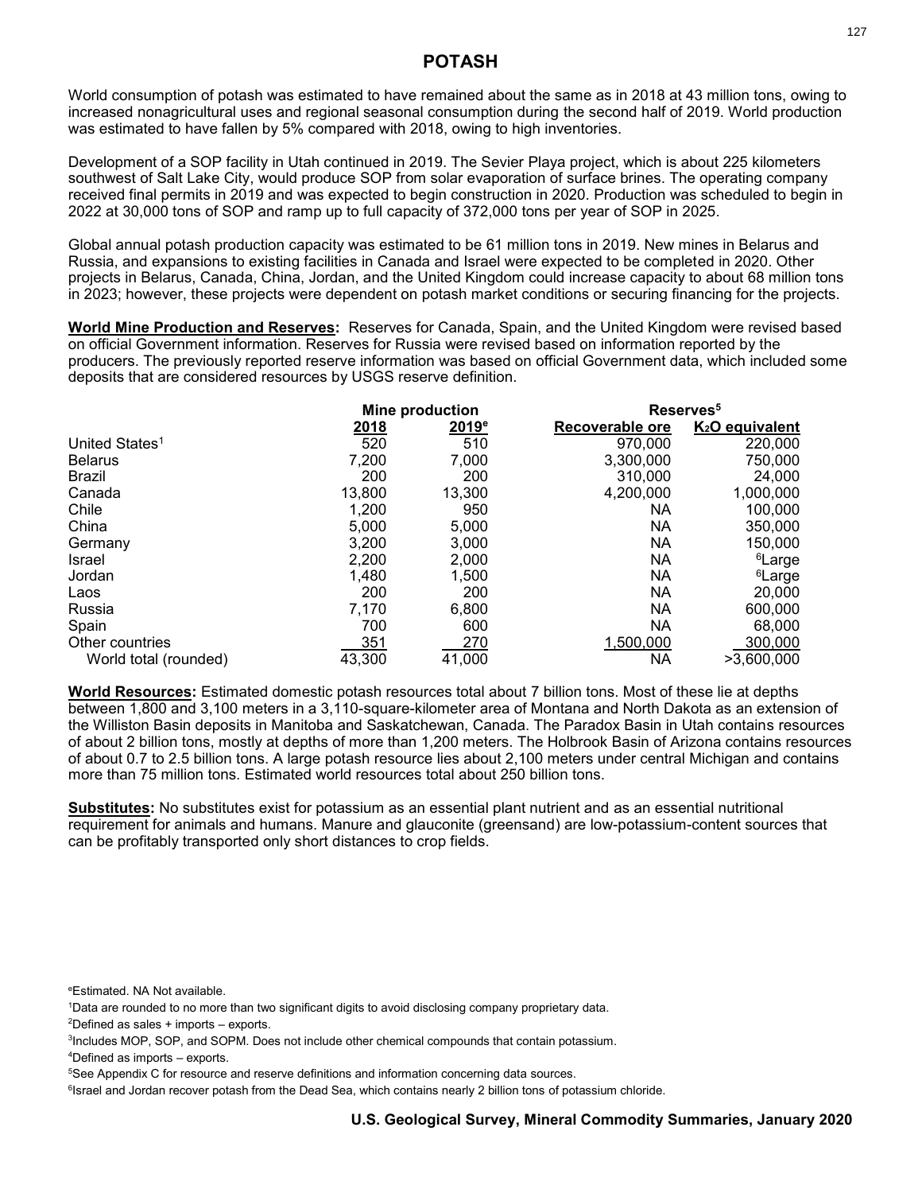# POTASH

World consumption of potash was estimated to have remained about the same as in 2018 at 43 million tons, owing to increased nonagricultural uses and regional seasonal consumption during the second half of 2019. World production was estimated to have fallen by 5% compared with 2018, owing to high inventories.

Development of a SOP facility in Utah continued in 2019. The Sevier Playa project, which is about 225 kilometers southwest of Salt Lake City, would produce SOP from solar evaporation of surface brines. The operating company received final permits in 2019 and was expected to begin construction in 2020. Production was scheduled to begin in 2022 at 30,000 tons of SOP and ramp up to full capacity of 372,000 tons per year of SOP in 2025.

Global annual potash production capacity was estimated to be 61 million tons in 2019. New mines in Belarus and Russia, and expansions to existing facilities in Canada and Israel were expected to be completed in 2020. Other projects in Belarus, Canada, China, Jordan, and the United Kingdom could increase capacity to about 68 million tons in 2023; however, these projects were dependent on potash market conditions or securing financing for the projects.

**World Mine Production and Reserves:** Reserves for Canada, Spain, and the United Kingdom were revised based on official Government information. Reserves for Russia were revised based on information reported by the producers. The previously reported reserve information was based on official Government data, which included some deposits that are considered resources by USGS reserve definition.

| | Mine production | | Reserves[5] | |
|---|---|---|---|---|
| | 2018 | 2019[e] | Recoverable ore | $K_2O$ equivalent |
| United States[1] | 520 | 510 | 970,000 | 220,000 |
| Belarus | 7,200 | 7,000 | 3,300,000 | 750,000 |
| Brazil | 200 | 200 | 310,000 | 24,000 |
| Canada | 13,800 | 13,300 | 4,200,000 | 1,000,000 |
| Chile | 1,200 | 950 | NA | 100,000 |
| China | 5,000 | 5,000 | NA | 350,000 |
| Germany | 3,200 | 3,000 | NA | 150,000 |
| Israel | 2,200 | 2,000 | NA | [6]Large |
| Jordan | 1,480 | 1,500 | NA | [6]Large |
| Laos | 200 | 200 | NA | 20,000 |
| Russia | 7,170 | 6,800 | NA | 600,000 |
| Spain | 700 | 600 | NA | 68,000 |
| Other countries | 351 | 270 | 1,500,000 | 300,000 |
| World total (rounded) | 43,300 | 41,000 | NA | >3,600,000 |

**World Resources:** Estimated domestic potash resources total about 7 billion tons. Most of these lie at depths between 1,800 and 3,100 meters in a 3,110-square-kilometer area of Montana and North Dakota as an extension of the Williston Basin deposits in Manitoba and Saskatchewan, Canada. The Paradox Basin in Utah contains resources of about 2 billion tons, mostly at depths of more than 1,200 meters. The Holbrook Basin of Arizona contains resources of about 0.7 to 2.5 billion tons. A large potash resource lies about 2,100 meters under central Michigan and contains more than 75 million tons. Estimated world resources total about 250 billion tons.

**Substitutes:** No substitutes exist for potassium as an essential plant nutrient and as an essential nutritional requirement for animals and humans. Manure and glauconite (greensand) are low-potassium-content sources that can be profitably transported only short distances to crop fields.

[e]Estimated. NA Not available.

[1]Data are rounded to no more than two significant digits to avoid disclosing company proprietary data.

[2]Defined as sales + imports – exports.

[3]Includes MOP, SOP, and SOPM. Does not include other chemical compounds that contain potassium.

[4]Defined as imports – exports.

[5]See Appendix C for resource and reserve definitions and information concerning data sources.

[6]Israel and Jordan recover potash from the Dead Sea, which contains nearly 2 billion tons of potassium chloride.

**U.S. Geological Survey, Mineral Commodity Summaries, January 2020**